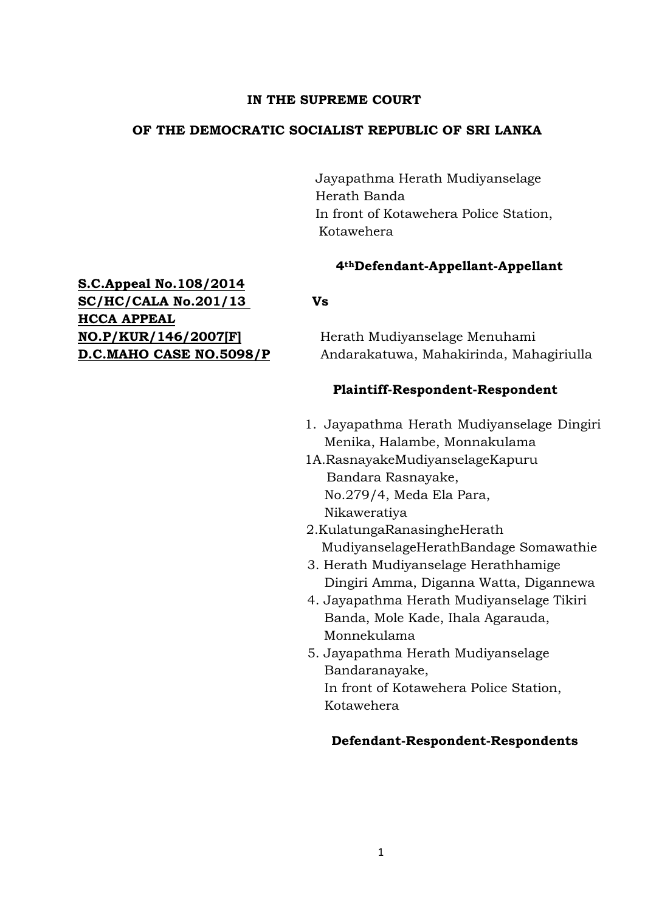**IN THE SUPREME COURT**

**OF THE DEMOCRATIC SOCIALIST REPUBLIC OF SRI LANKA**

Jayapathma Herath Mudiyanselage
Herath Banda
In front of Kotawehera Police Station,
Kotawehera

**4thDefendant-Appellant-Appellant**

**S.C.Appeal No.108/2014**
**SC/HC/CALA No.201/13**
**HCCA APPEAL NO.P/KUR/146/2007[F]**
**D.C.MAHO CASE NO.5098/P**

**Vs**

Herath Mudiyanselage Menuhami
Andarakatuwa, Mahakirinda, Mahagiriulla

**Plaintiff-Respondent-Respondent**

1. Jayapathma Herath Mudiyanselage Dingiri Menika, Halambe, Monnakulama

1A. RasnayakeMudiyanselageKapuru Bandara Rasnayake,
No.279/4, Meda Ela Para,
Nikaweratiya

2. KulatungaRanasingheHerath MudiyanselageHerathBandage Somawathie

3. Herath Mudiyanselage Herathhamige Dingiri Amma, Diganna Watta, Digannewa

4. Jayapathma Herath Mudiyanselage Tikiri Banda, Mole Kade, Ihala Agarauda, Monnekulama

5. Jayapathma Herath Mudiyanselage Bandaranayake,
In front of Kotawehera Police Station,
Kotawehera

**Defendant-Respondent-Respondents**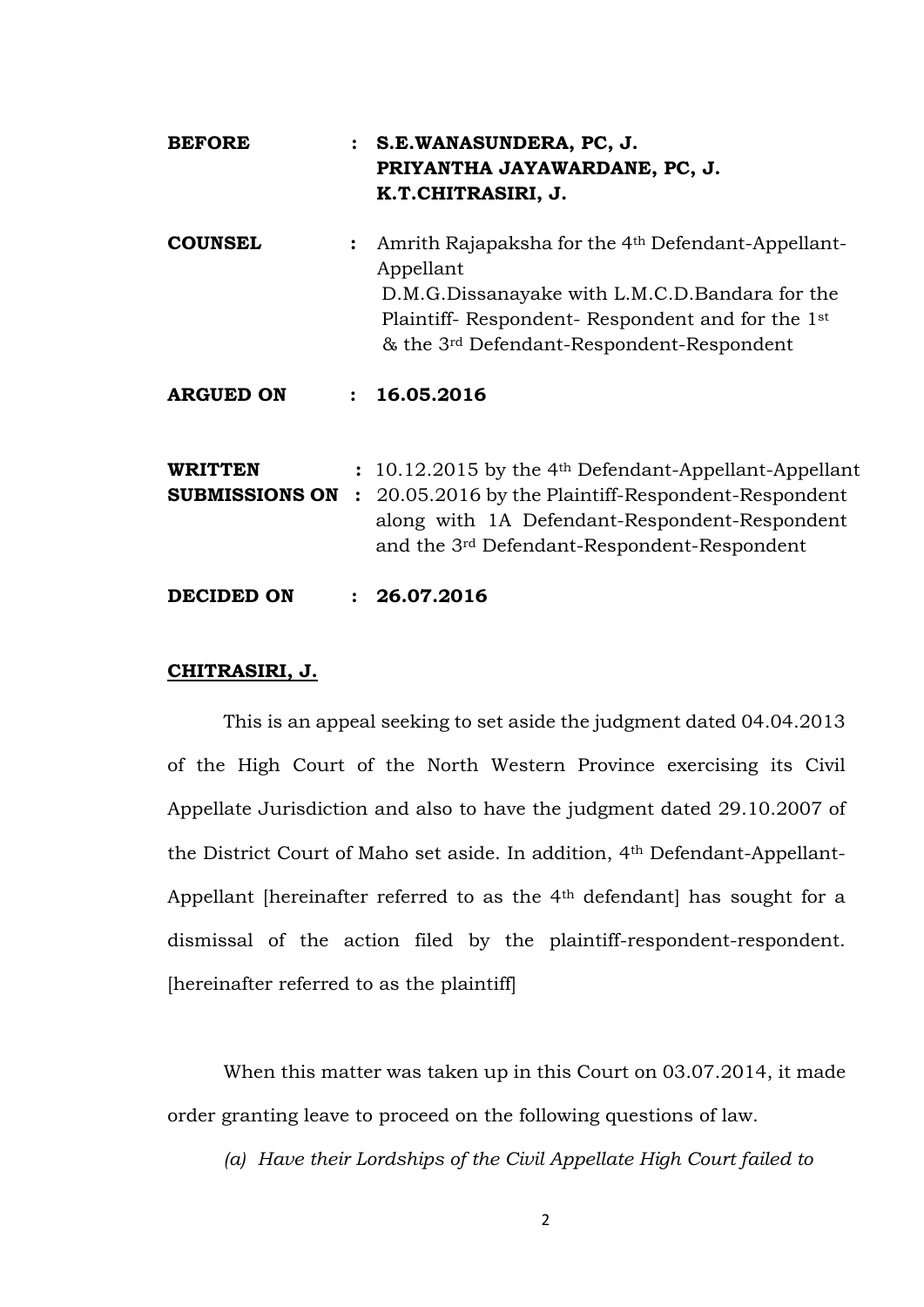**BEFORE** : **S.E.WANASUNDERA, PC, J.**
**PRIYANTHA JAYAWARDANE, PC, J.**
**K.T.CHITRASIRI, J.**

**COUNSEL** : Amrith Rajapaksha for the 4th Defendant-Appellant-Appellant
D.M.G.Dissanayake with L.M.C.D.Bandara for the Plaintiff- Respondent- Respondent and for the 1st & the 3rd Defendant-Respondent-Respondent

**ARGUED ON** : **16.05.2016**

**WRITTEN SUBMISSIONS ON** : 10.12.2015 by the 4th Defendant-Appellant-Appellant
: 20.05.2016 by the Plaintiff-Respondent-Respondent along with 1A Defendant-Respondent-Respondent and the 3rd Defendant-Respondent-Respondent

**DECIDED ON** : **26.07.2016**

**CHITRASIRI, J.**

This is an appeal seeking to set aside the judgment dated 04.04.2013 of the High Court of the North Western Province exercising its Civil Appellate Jurisdiction and also to have the judgment dated 29.10.2007 of the District Court of Maho set aside. In addition, 4th Defendant-Appellant-Appellant [hereinafter referred to as the 4th defendant] has sought for a dismissal of the action filed by the plaintiff-respondent-respondent. [hereinafter referred to as the plaintiff]

When this matter was taken up in this Court on 03.07.2014, it made order granting leave to proceed on the following questions of law.

*(a) Have their Lordships of the Civil Appellate High Court failed to*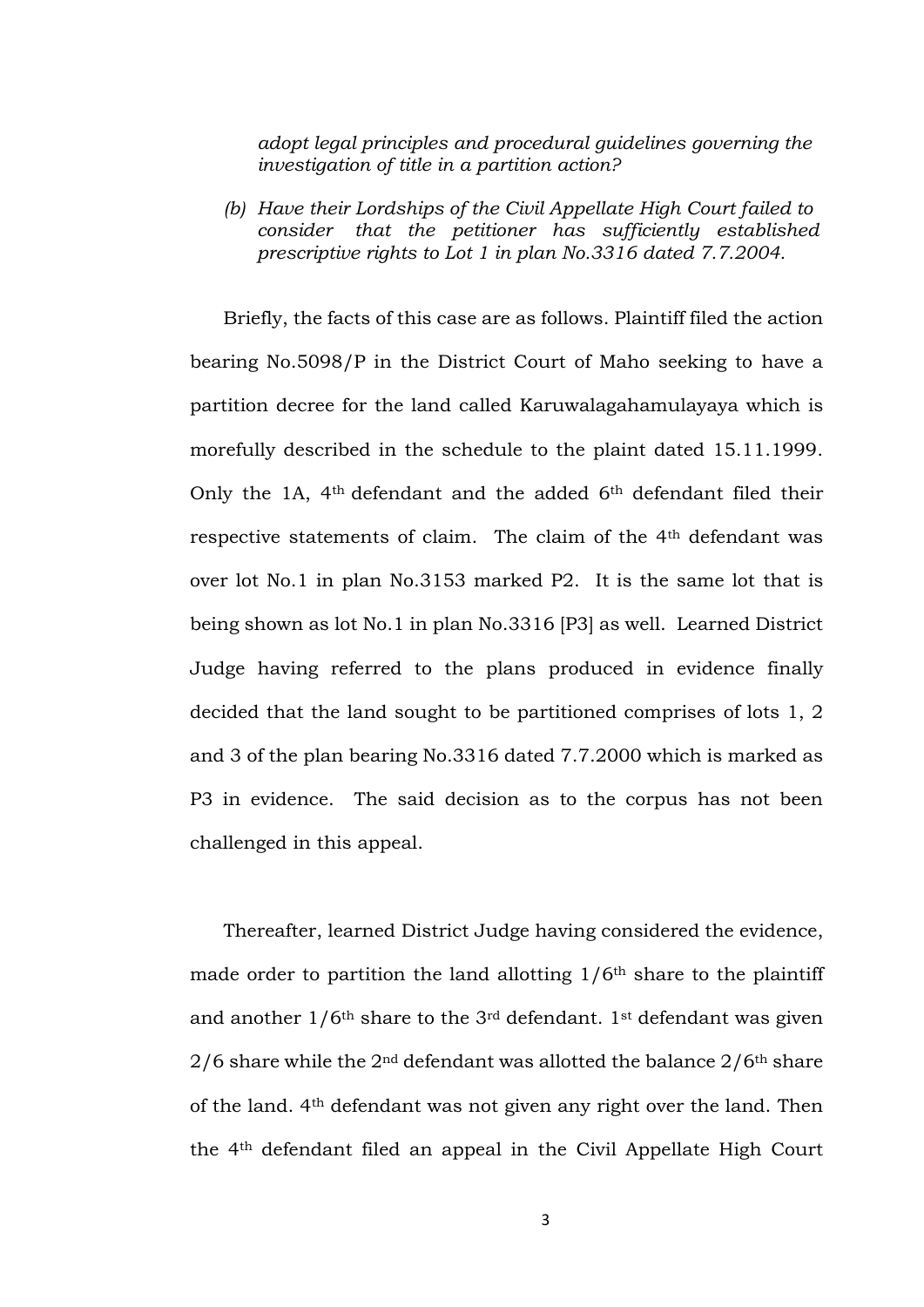*adopt legal principles and procedural guidelines governing the investigation of title in a partition action?*

*(b) Have their Lordships of the Civil Appellate High Court failed to consider that the petitioner has sufficiently established prescriptive rights to Lot 1 in plan No.3316 dated 7.7.2004.*

Briefly, the facts of this case are as follows. Plaintiff filed the action bearing No.5098/P in the District Court of Maho seeking to have a partition decree for the land called Karuwalagahamulayaya which is morefully described in the schedule to the plaint dated 15.11.1999. Only the 1A, 4th defendant and the added 6th defendant filed their respective statements of claim. The claim of the 4th defendant was over lot No.1 in plan No.3153 marked P2. It is the same lot that is being shown as lot No.1 in plan No.3316 [P3] as well. Learned District Judge having referred to the plans produced in evidence finally decided that the land sought to be partitioned comprises of lots 1, 2 and 3 of the plan bearing No.3316 dated 7.7.2000 which is marked as P3 in evidence. The said decision as to the corpus has not been challenged in this appeal.

Thereafter, learned District Judge having considered the evidence, made order to partition the land allotting 1/6th share to the plaintiff and another 1/6th share to the 3rd defendant. 1st defendant was given 2/6 share while the 2nd defendant was allotted the balance 2/6th share of the land. 4th defendant was not given any right over the land. Then the 4th defendant filed an appeal in the Civil Appellate High Court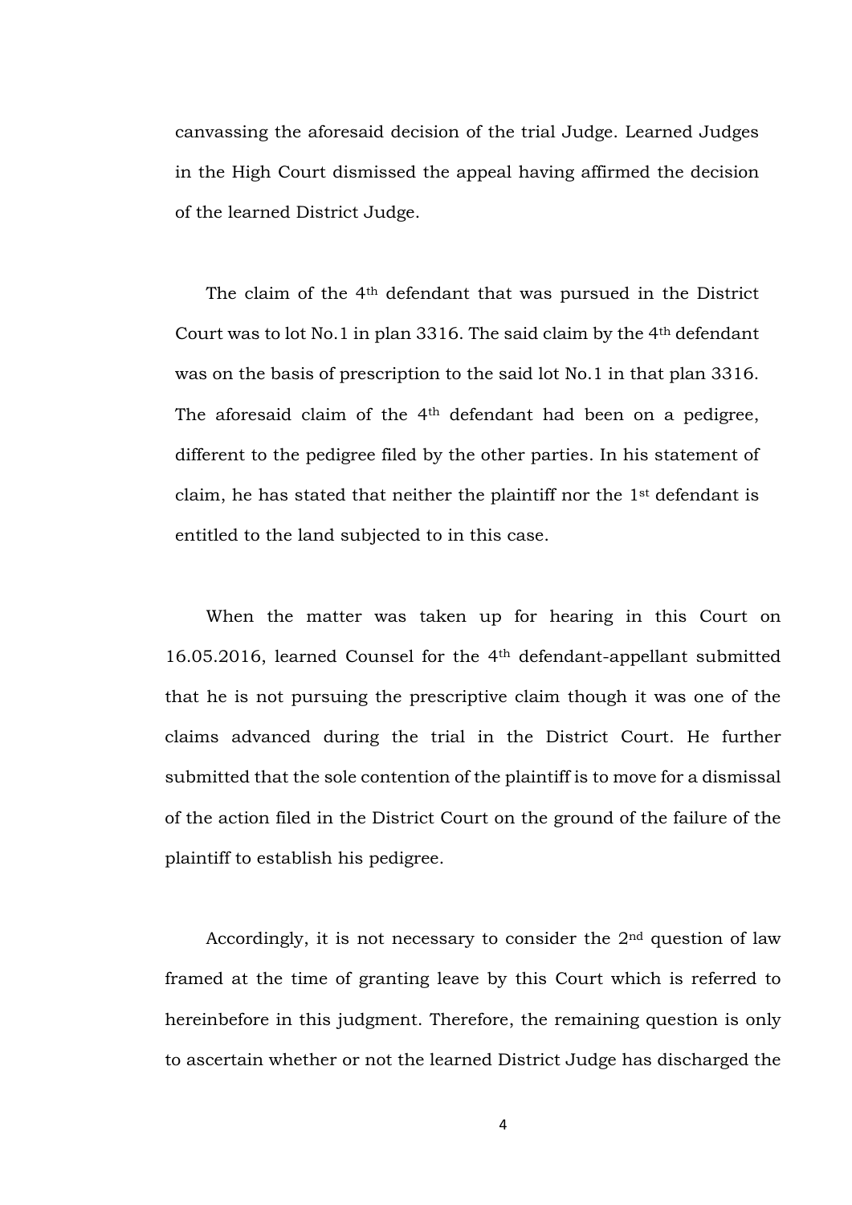canvassing the aforesaid decision of the trial Judge. Learned Judges in the High Court dismissed the appeal having affirmed the decision of the learned District Judge.

The claim of the 4th defendant that was pursued in the District Court was to lot No.1 in plan 3316. The said claim by the 4th defendant was on the basis of prescription to the said lot No.1 in that plan 3316. The aforesaid claim of the 4th defendant had been on a pedigree, different to the pedigree filed by the other parties. In his statement of claim, he has stated that neither the plaintiff nor the 1st defendant is entitled to the land subjected to in this case.

When the matter was taken up for hearing in this Court on 16.05.2016, learned Counsel for the 4th defendant-appellant submitted that he is not pursuing the prescriptive claim though it was one of the claims advanced during the trial in the District Court. He further submitted that the sole contention of the plaintiff is to move for a dismissal of the action filed in the District Court on the ground of the failure of the plaintiff to establish his pedigree.

Accordingly, it is not necessary to consider the 2nd question of law framed at the time of granting leave by this Court which is referred to hereinbefore in this judgment. Therefore, the remaining question is only to ascertain whether or not the learned District Judge has discharged the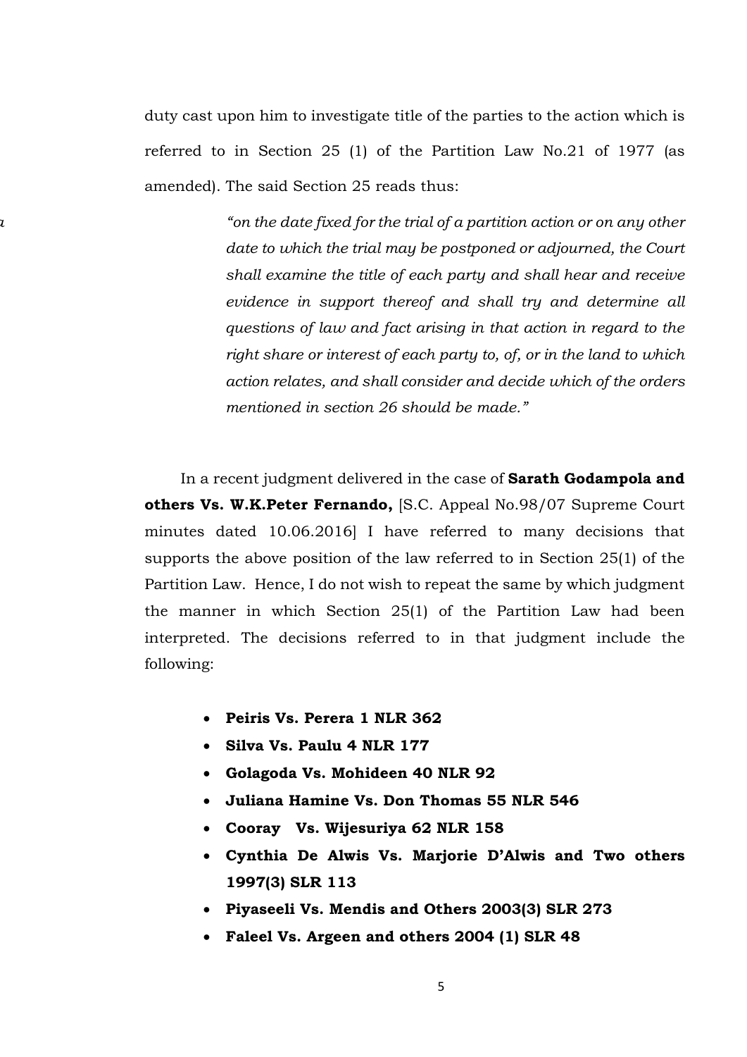duty cast upon him to investigate title of the parties to the action which is referred to in Section 25 (1) of the Partition Law No.21 of 1977 (as amended). The said Section 25 reads thus:

> *"on the date fixed for the trial of a partition action or on any other date to which the trial may be postponed or adjourned, the Court shall examine the title of each party and shall hear and receive evidence in support thereof and shall try and determine all questions of law and fact arising in that action in regard to the right share or interest of each party to, of, or in the land to which action relates, and shall consider and decide which of the orders mentioned in section 26 should be made."*

In a recent judgment delivered in the case of **Sarath Godampola and others Vs. W.K.Peter Fernando,** [S.C. Appeal No.98/07 Supreme Court minutes dated 10.06.2016] I have referred to many decisions that supports the above position of the law referred to in Section 25(1) of the Partition Law. Hence, I do not wish to repeat the same by which judgment the manner in which Section 25(1) of the Partition Law had been interpreted. The decisions referred to in that judgment include the following:

- **Peiris Vs. Perera 1 NLR 362**
- **Silva Vs. Paulu 4 NLR 177**
- **Golagoda Vs. Mohideen 40 NLR 92**
- **Juliana Hamine Vs. Don Thomas 55 NLR 546**
- **Cooray Vs. Wijesuriya 62 NLR 158**
- **Cynthia De Alwis Vs. Marjorie D'Alwis and Two others 1997(3) SLR 113**
- **Piyaseeli Vs. Mendis and Others 2003(3) SLR 273**
- **Faleel Vs. Argeen and others 2004 (1) SLR 48**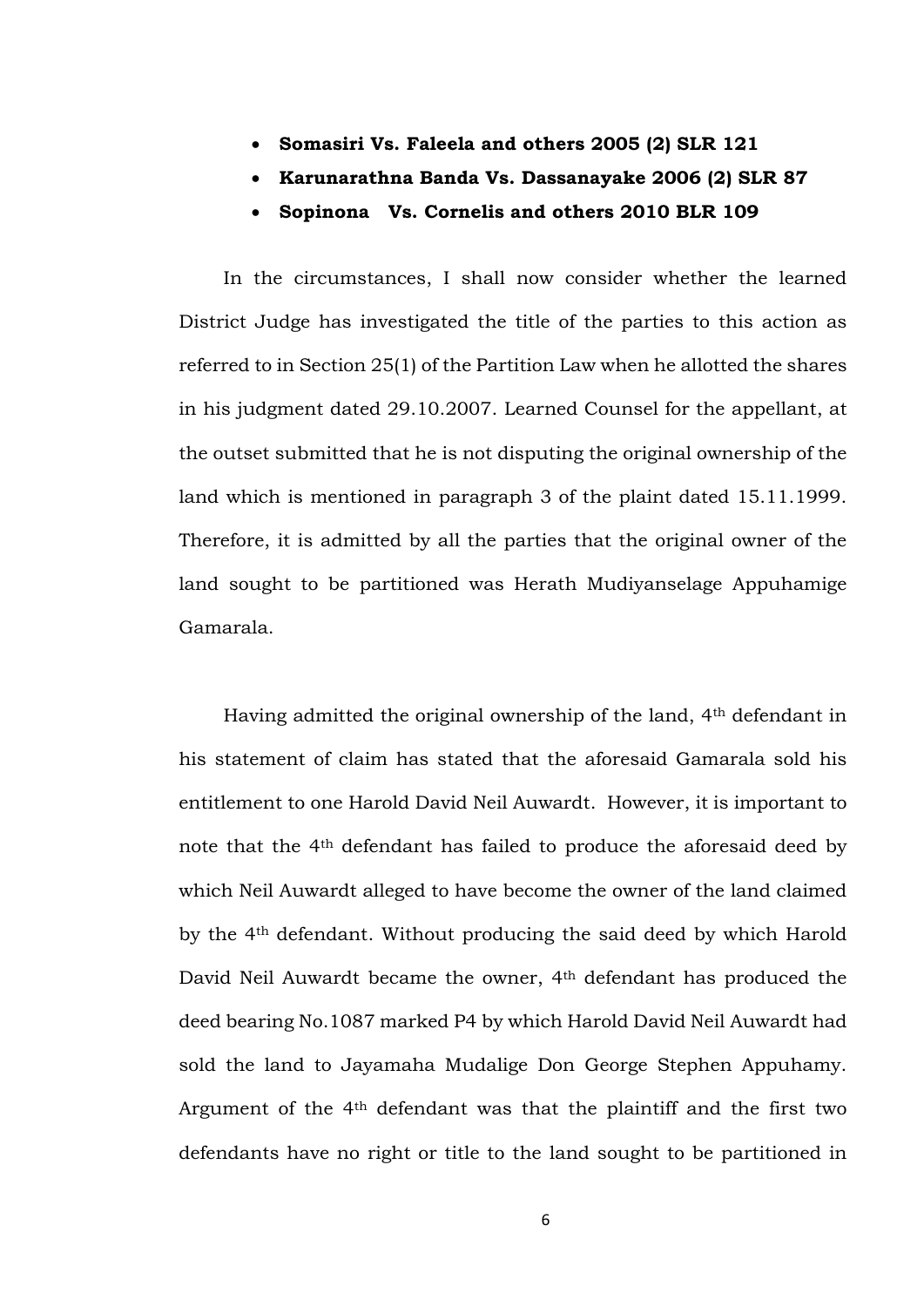- **Somasiri Vs. Faleela and others 2005 (2) SLR 121**
- **Karunarathna Banda Vs. Dassanayake 2006 (2) SLR 87**
- **Sopinona Vs. Cornelis and others 2010 BLR 109**

In the circumstances, I shall now consider whether the learned District Judge has investigated the title of the parties to this action as referred to in Section 25(1) of the Partition Law when he allotted the shares in his judgment dated 29.10.2007. Learned Counsel for the appellant, at the outset submitted that he is not disputing the original ownership of the land which is mentioned in paragraph 3 of the plaint dated 15.11.1999. Therefore, it is admitted by all the parties that the original owner of the land sought to be partitioned was Herath Mudiyanselage Appuhamige Gamarala.

Having admitted the original ownership of the land, 4th defendant in his statement of claim has stated that the aforesaid Gamarala sold his entitlement to one Harold David Neil Auwardt. However, it is important to note that the 4th defendant has failed to produce the aforesaid deed by which Neil Auwardt alleged to have become the owner of the land claimed by the 4th defendant. Without producing the said deed by which Harold David Neil Auwardt became the owner, 4th defendant has produced the deed bearing No.1087 marked P4 by which Harold David Neil Auwardt had sold the land to Jayamaha Mudalige Don George Stephen Appuhamy. Argument of the 4th defendant was that the plaintiff and the first two defendants have no right or title to the land sought to be partitioned in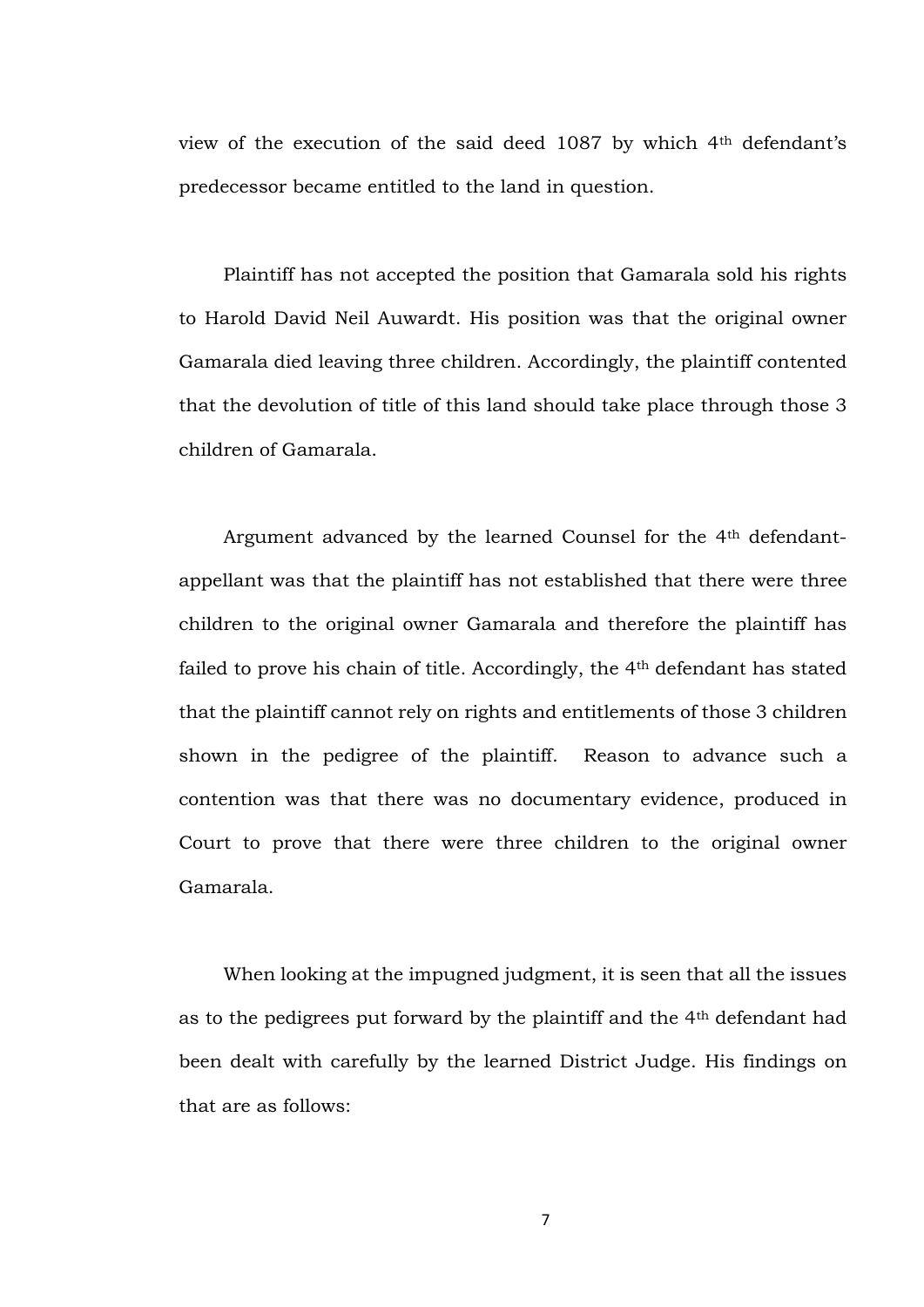view of the execution of the said deed 1087 by which 4th defendant's predecessor became entitled to the land in question.

Plaintiff has not accepted the position that Gamarala sold his rights to Harold David Neil Auwardt. His position was that the original owner Gamarala died leaving three children. Accordingly, the plaintiff contented that the devolution of title of this land should take place through those 3 children of Gamarala.

Argument advanced by the learned Counsel for the 4th defendant-appellant was that the plaintiff has not established that there were three children to the original owner Gamarala and therefore the plaintiff has failed to prove his chain of title. Accordingly, the 4th defendant has stated that the plaintiff cannot rely on rights and entitlements of those 3 children shown in the pedigree of the plaintiff. Reason to advance such a contention was that there was no documentary evidence, produced in Court to prove that there were three children to the original owner Gamarala.

When looking at the impugned judgment, it is seen that all the issues as to the pedigrees put forward by the plaintiff and the 4th defendant had been dealt with carefully by the learned District Judge. His findings on that are as follows: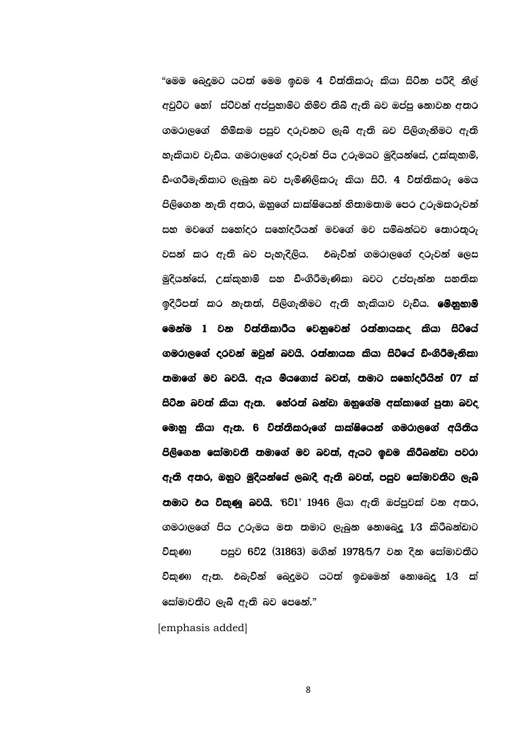"මෙම බෙදුමට යටත් මෙම ඉඩම 4 විත්තිකරු කියා සිටින පරිදි නිල් අවුට්ට හෝ ස්ටීවන් අප්පුහාමිට හිමිව තිබී ඇති බව ඔප්පු නොවන අතර ගමරාලගේ හිමිකම පසුව දරුවනට ලැබී ඇති බව පිළිගැනීමට ඇති හැකියාව වැඩිය. ගමරාලගේ දරුවන් පිය උරුමයට මුදියන්සේ, උක්කුහාමි, ඩිංගරිමැනිකාට ලැබුන බව පැමිණිලිකරු කියා සිටී. 4 විත්තිකරු මෙය පිලිගෙන නැති අතර, ඔහුගේ සාක්ෂියෙන් හිතාමතාම පෙර උරුමකරුවන් සහ මවගේ සහෝදර සහෝදරියන් මවගේ මව සම්බන්ධව තොරතුරු වසන් කර ඇති බව පැහැදිලිය. එබැවින් ගමරාලගේ දරුවන් ලෙස මුදියන්සේ, උක්කුහාමි සහ ඩිංගිරිමැණිකා බවට උප්පැන්න සහතික ඉදිරිපත් කර නැතත්, පිලිගැනීමට ඇති හැකියාව වැඩිය. **මේනුහාමි මෙන්ම 1 වන විත්තිකාරිය වෙනුවෙන් රත්නායකද කියා සිටියේ ගමරාලගේ දරුවන් ඔවුන් බවයි. රත්නායක කියා සිටියේ ඩිංගිරිමැනිකා තමාගේ මව බවයි. ඇය මියගොස් බවත්, තමාට සහෝදරියින් 07 ක් සිටින බවත් කියා ඇත. හේරත් බන්ඩා ඔහුගේම අක්කාගේ පුතා බවද මොහු කියා ඇත. 6 විත්තිකරුගේ සාක්ෂියෙන් ගමරාලගේ අයිතිය පිලිගෙන සෝමාවතී තමාගේ මව බවත්, ඇයට ඉඩම කිරිබන්ඩා පවරා ඇති අතර, ඔහුට මුදියන්සේ ලබාදී ඇති බවත්, පසුව සෝමාවතීට ලැබී තමාට එය විකුණු බවයි.** '6වි1' 1946 ලියා ඇති ඔප්පුවක් වන අතර, ගමරාලගේ පිය උරුමය මත තමාට ලැබුන නොබෙදූ 1/3 කිරිබන්ඩාට විකුණා පසුව 6වි2 (31863) මගින් 1978/5/7 වන දින සෝමාවතීට විකුණා ඇත. එබැවින් බෙදුමට යටත් ඉඩමෙන් නොබෙදූ 1/3 ක් සෝමාවතීට ලැබී ඇති බව පෙනේ."

[emphasis added]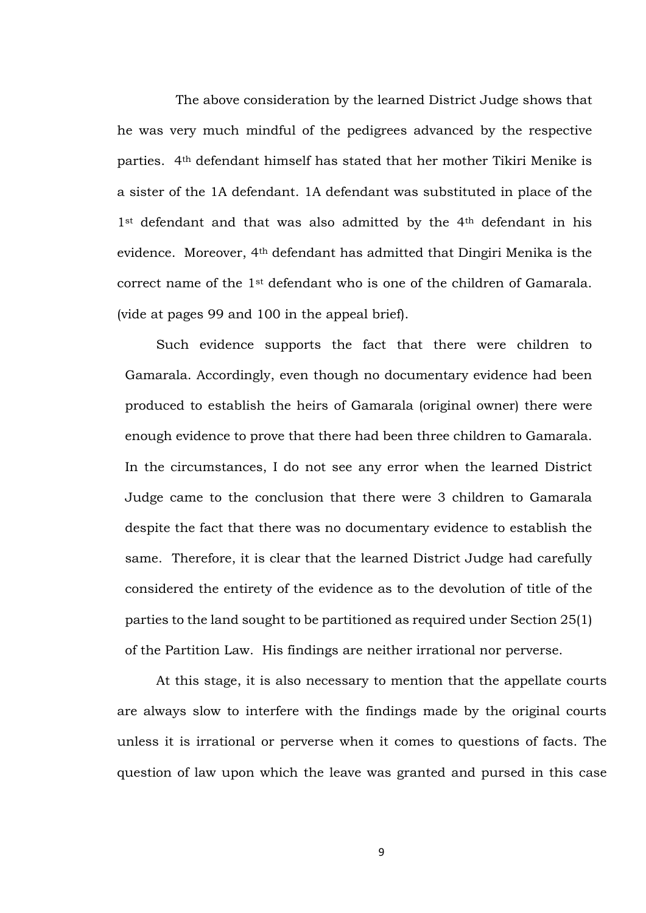The above consideration by the learned District Judge shows that he was very much mindful of the pedigrees advanced by the respective parties. 4th defendant himself has stated that her mother Tikiri Menike is a sister of the 1A defendant. 1A defendant was substituted in place of the 1st defendant and that was also admitted by the 4th defendant in his evidence. Moreover, 4th defendant has admitted that Dingiri Menika is the correct name of the 1st defendant who is one of the children of Gamarala. (vide at pages 99 and 100 in the appeal brief).

Such evidence supports the fact that there were children to Gamarala. Accordingly, even though no documentary evidence had been produced to establish the heirs of Gamarala (original owner) there were enough evidence to prove that there had been three children to Gamarala. In the circumstances, I do not see any error when the learned District Judge came to the conclusion that there were 3 children to Gamarala despite the fact that there was no documentary evidence to establish the same. Therefore, it is clear that the learned District Judge had carefully considered the entirety of the evidence as to the devolution of title of the parties to the land sought to be partitioned as required under Section 25(1) of the Partition Law. His findings are neither irrational nor perverse.

At this stage, it is also necessary to mention that the appellate courts are always slow to interfere with the findings made by the original courts unless it is irrational or perverse when it comes to questions of facts. The question of law upon which the leave was granted and pursed in this case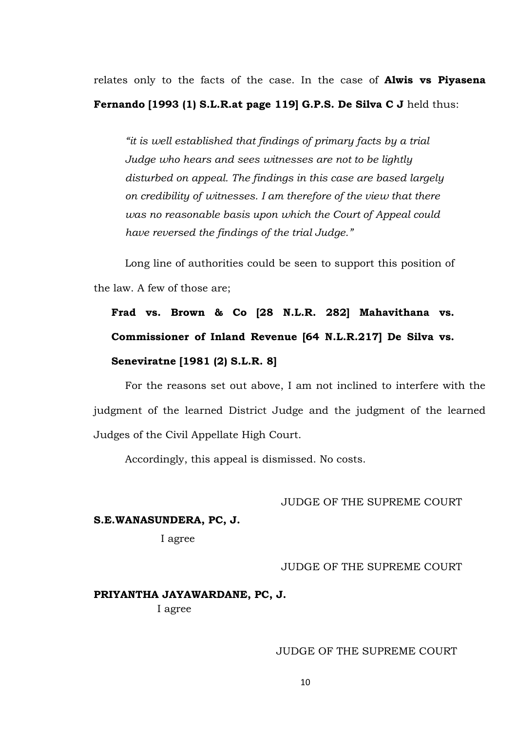relates only to the facts of the case. In the case of **Alwis vs Piyasena Fernando [1993 (1) S.L.R.at page 119] G.P.S. De Silva C J** held thus:

> *"it is well established that findings of primary facts by a trial Judge who hears and sees witnesses are not to be lightly disturbed on appeal. The findings in this case are based largely on credibility of witnesses. I am therefore of the view that there was no reasonable basis upon which the Court of Appeal could have reversed the findings of the trial Judge."*

Long line of authorities could be seen to support this position of the law. A few of those are;

**Frad vs. Brown & Co [28 N.L.R. 282] Mahavithana vs. Commissioner of Inland Revenue [64 N.L.R.217] De Silva vs. Seneviratne [1981 (2) S.L.R. 8]**

For the reasons set out above, I am not inclined to interfere with the judgment of the learned District Judge and the judgment of the learned Judges of the Civil Appellate High Court.

Accordingly, this appeal is dismissed. No costs.

JUDGE OF THE SUPREME COURT

**S.E.WANASUNDERA, PC, J.**

I agree

JUDGE OF THE SUPREME COURT

**PRIYANTHA JAYAWARDANE, PC, J.**

I agree

JUDGE OF THE SUPREME COURT